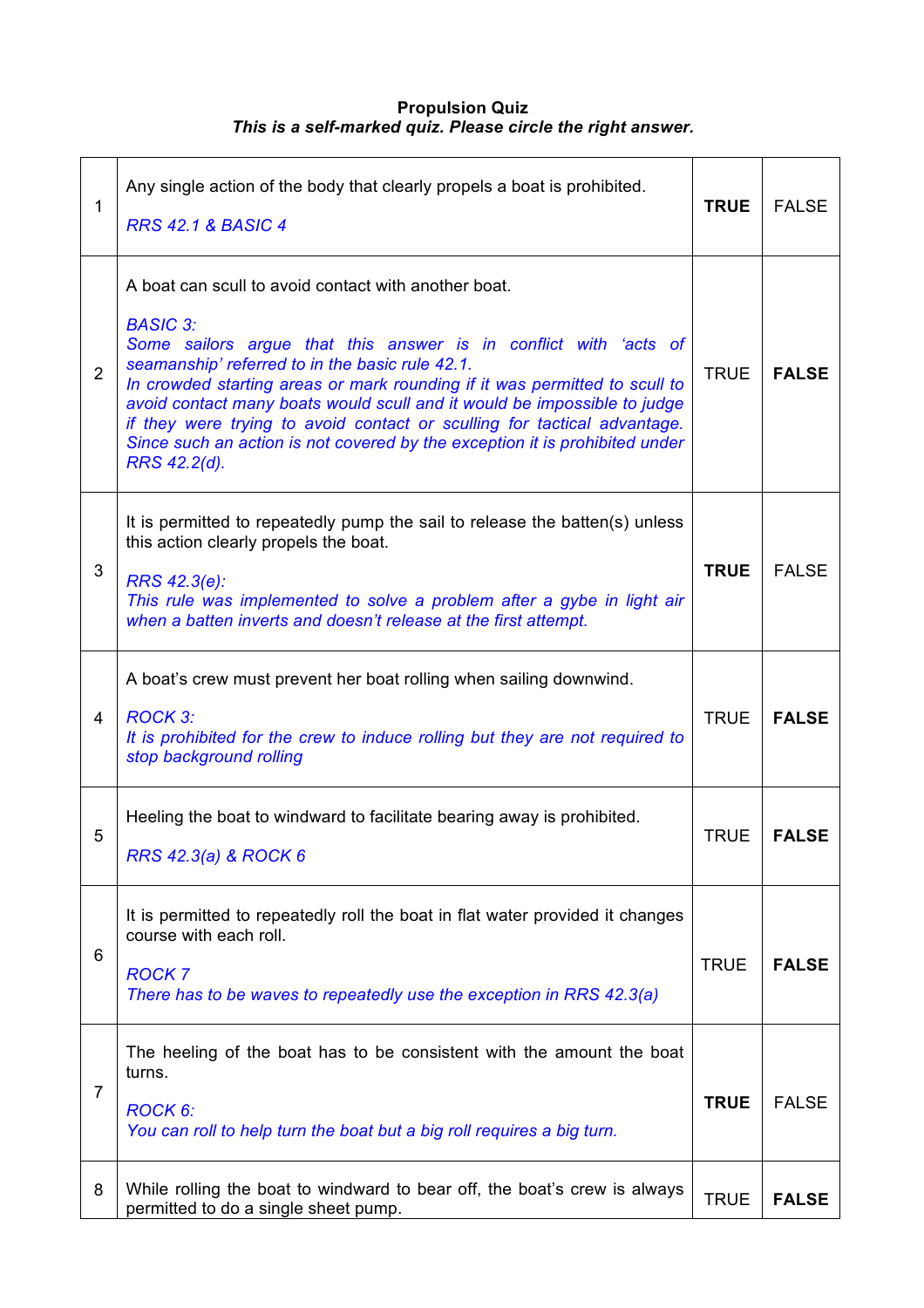**Propulsion Quiz**

***This is a self-marked quiz. Please circle the right answer.***

| | | | |
|---|---|---|---|
| 1 | Any single action of the body that clearly propels a boat is prohibited.<br><br>*RRS 42.1 & BASIC 4* | **TRUE** | FALSE |
| 2 | A boat can scull to avoid contact with another boat.<br><br>*BASIC 3:*<br>*Some sailors argue that this answer is in conflict with 'acts of seamanship' referred to in the basic rule 42.1.*<br>*In crowded starting areas or mark rounding if it was permitted to scull to avoid contact many boats would scull and it would be impossible to judge if they were trying to avoid contact or sculling for tactical advantage. Since such an action is not covered by the exception it is prohibited under RRS 42.2(d).* | TRUE | **FALSE** |
| 3 | It is permitted to repeatedly pump the sail to release the batten(s) unless this action clearly propels the boat.<br><br>*RRS 42.3(e):*<br>*This rule was implemented to solve a problem after a gybe in light air when a batten inverts and doesn't release at the first attempt.* | **TRUE** | FALSE |
| 4 | A boat's crew must prevent her boat rolling when sailing downwind.<br><br>*ROCK 3:*<br>*It is prohibited for the crew to induce rolling but they are not required to stop background rolling* | TRUE | **FALSE** |
| 5 | Heeling the boat to windward to facilitate bearing away is prohibited.<br><br>*RRS 42.3(a) & ROCK 6* | TRUE | **FALSE** |
| 6 | It is permitted to repeatedly roll the boat in flat water provided it changes course with each roll.<br><br>*ROCK 7*<br>*There has to be waves to repeatedly use the exception in RRS 42.3(a)* | TRUE | **FALSE** |
| 7 | The heeling of the boat has to be consistent with the amount the boat turns.<br><br>*ROCK 6:*<br>*You can roll to help turn the boat but a big roll requires a big turn.* | **TRUE** | FALSE |
| 8 | While rolling the boat to windward to bear off, the boat's crew is always permitted to do a single sheet pump. | TRUE | **FALSE** |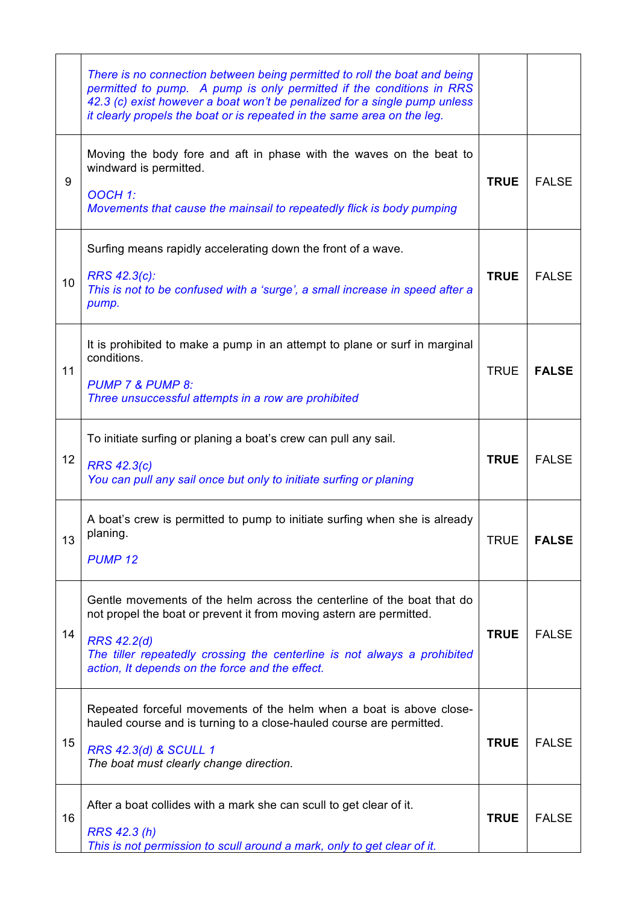| | | | |
|---|---|---|---|
| | *There is no connection between being permitted to roll the boat and being permitted to pump. A pump is only permitted if the conditions in RRS 42.3 (c) exist however a boat won't be penalized for a single pump unless it clearly propels the boat or is repeated in the same area on the leg.* | | |
| 9 | Moving the body fore and aft in phase with the waves on the beat to windward is permitted.<br><br>*OOCH 1:*<br>*Movements that cause the mainsail to repeatedly flick is body pumping* | **TRUE** | FALSE |
| 10 | Surfing means rapidly accelerating down the front of a wave.<br><br>*RRS 42.3(c):*<br>*This is not to be confused with a 'surge', a small increase in speed after a pump.* | **TRUE** | FALSE |
| 11 | It is prohibited to make a pump in an attempt to plane or surf in marginal conditions.<br><br>*PUMP 7 & PUMP 8:*<br>*Three unsuccessful attempts in a row are prohibited* | TRUE | **FALSE** |
| 12 | To initiate surfing or planing a boat's crew can pull any sail.<br><br>*RRS 42.3(c)*<br>*You can pull any sail once but only to initiate surfing or planing* | **TRUE** | FALSE |
| 13 | A boat's crew is permitted to pump to initiate surfing when she is already planing.<br><br>*PUMP 12* | TRUE | **FALSE** |
| 14 | Gentle movements of the helm across the centerline of the boat that do not propel the boat or prevent it from moving astern are permitted.<br><br>*RRS 42.2(d)*<br>*The tiller repeatedly crossing the centerline is not always a prohibited action, It depends on the force and the effect.* | **TRUE** | FALSE |
| 15 | Repeated forceful movements of the helm when a boat is above close-hauled course and is turning to a close-hauled course are permitted.<br><br>*RRS 42.3(d) & SCULL 1*<br>The boat must clearly change direction. | **TRUE** | FALSE |
| 16 | After a boat collides with a mark she can scull to get clear of it.<br><br>*RRS 42.3 (h)*<br>*This is not permission to scull around a mark, only to get clear of it.* | **TRUE** | FALSE |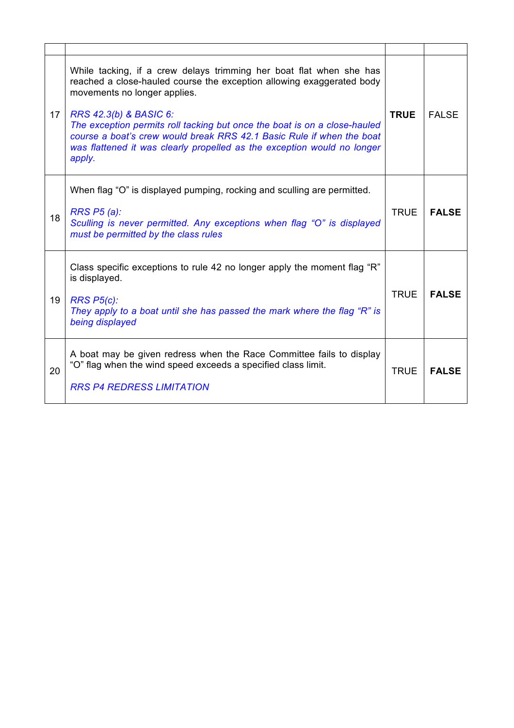| | | | |
|---|---|---|---|
| 17 | While tacking, if a crew delays trimming her boat flat when she has reached a close-hauled course the exception allowing exaggerated body movements no longer applies.<br><br>*RRS 42.3(b) & BASIC 6:*<br>*The exception permits roll tacking but once the boat is on a close-hauled course a boat's crew would break RRS 42.1 Basic Rule if when the boat was flattened it was clearly propelled as the exception would no longer apply.* | **TRUE** | FALSE |
| 18 | When flag "O" is displayed pumping, rocking and sculling are permitted.<br><br>*RRS P5 (a):*<br>*Sculling is never permitted. Any exceptions when flag "O" is displayed must be permitted by the class rules* | TRUE | **FALSE** |
| 19 | Class specific exceptions to rule 42 no longer apply the moment flag "R" is displayed.<br><br>*RRS P5(c):*<br>*They apply to a boat until she has passed the mark where the flag "R" is being displayed* | TRUE | **FALSE** |
| 20 | A boat may be given redress when the Race Committee fails to display "O" flag when the wind speed exceeds a specified class limit.<br><br>*RRS P4 REDRESS LIMITATION* | TRUE | **FALSE** |